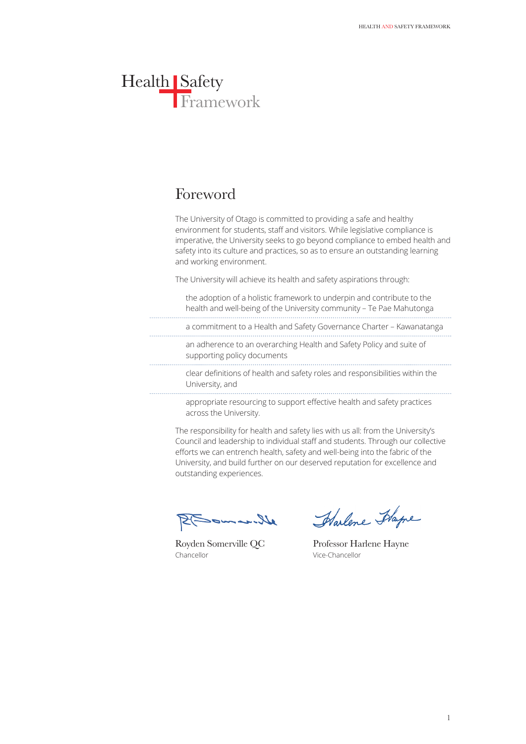# Health Safety Framework

## Foreword

The University of Otago is committed to providing a safe and healthy environment for students, staff and visitors. While legislative compliance is imperative, the University seeks to go beyond compliance to embed health and safety into its culture and practices, so as to ensure an outstanding learning and working environment.

The University will achieve its health and safety aspirations through:

- the adoption of a holistic framework to underpin and contribute to the health and well-being of the University community – Te Pae Mahutonga
- a commitment to a Health and Safety Governance Charter – Kawanatanga
- an adherence to an overarching Health and Safety Policy and suite of supporting policy documents
- clear definitions of health and safety roles and responsibilities within the University, and
- appropriate resourcing to support effective health and safety practices across the University.

The responsibility for health and safety lies with us all: from the University's Council and leadership to individual staff and students. Through our collective efforts we can entrench health, safety and well-being into the fabric of the University, and build further on our deserved reputation for excellence and outstanding experiences.

Royden Somerville QC
Chancellor

Professor Harlene Hayne
Vice-Chancellor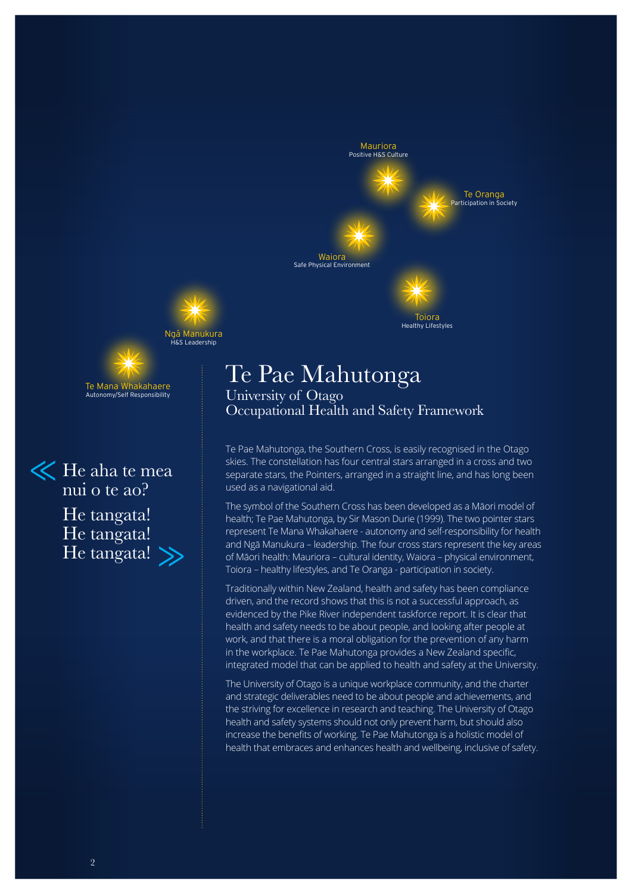Mauriora
Positive H&S Culture

Te Oranga
Participation in Society

Waiora
Safe Physical Environment

Toiora
Healthy Lifestyles

Ngā Manukura
H&S Leadership

Te Mana Whakahaere
Autonomy/Self Responsibility

<< He aha te mea nui o te ao?

He tangata!
He tangata!
He tangata! >>

# Te Pae Mahutonga

## University of Otago Occupational Health and Safety Framework

Te Pae Mahutonga, the Southern Cross, is easily recognised in the Otago skies. The constellation has four central stars arranged in a cross and two separate stars, the Pointers, arranged in a straight line, and has long been used as a navigational aid.

The symbol of the Southern Cross has been developed as a Māori model of health; Te Pae Mahutonga, by Sir Mason Durie (1999). The two pointer stars represent Te Mana Whakahaere - autonomy and self-responsibility for health and Ngā Manukura – leadership. The four cross stars represent the key areas of Māori health: Mauriora – cultural identity, Waiora – physical environment, Toiora – healthy lifestyles, and Te Oranga - participation in society.

Traditionally within New Zealand, health and safety has been compliance driven, and the record shows that this is not a successful approach, as evidenced by the Pike River independent taskforce report. It is clear that health and safety needs to be about people, and looking after people at work, and that there is a moral obligation for the prevention of any harm in the workplace. Te Pae Mahutonga provides a New Zealand specific, integrated model that can be applied to health and safety at the University.

The University of Otago is a unique workplace community, and the charter and strategic deliverables need to be about people and achievements, and the striving for excellence in research and teaching. The University of Otago health and safety systems should not only prevent harm, but should also increase the benefits of working. Te Pae Mahutonga is a holistic model of health that embraces and enhances health and wellbeing, inclusive of safety.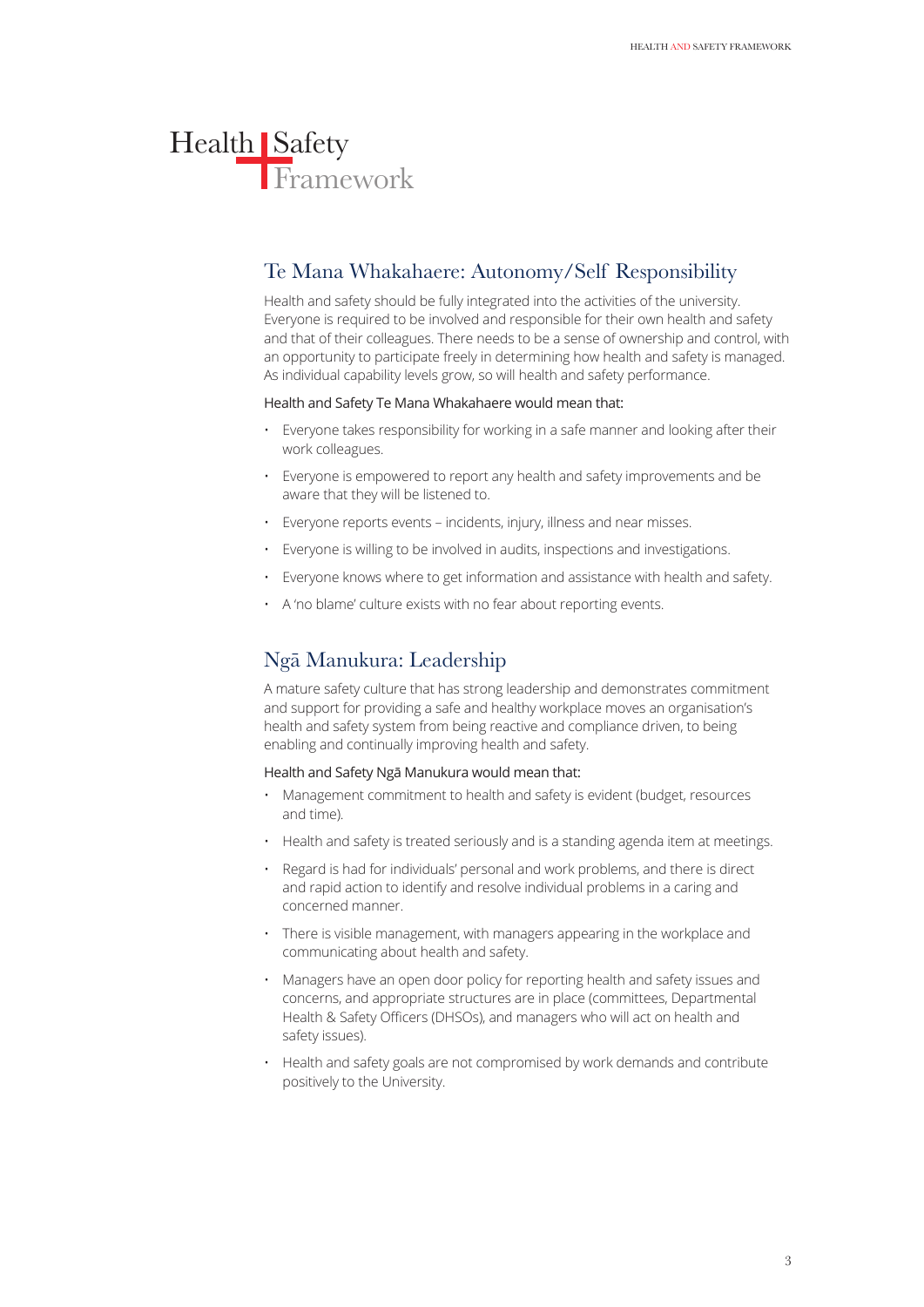# Health Safety Framework

## Te Mana Whakahaere: Autonomy/Self Responsibility

Health and safety should be fully integrated into the activities of the university. Everyone is required to be involved and responsible for their own health and safety and that of their colleagues. There needs to be a sense of ownership and control, with an opportunity to participate freely in determining how health and safety is managed. As individual capability levels grow, so will health and safety performance.

Health and Safety Te Mana Whakahaere would mean that:

- Everyone takes responsibility for working in a safe manner and looking after their work colleagues.
- Everyone is empowered to report any health and safety improvements and be aware that they will be listened to.
- Everyone reports events – incidents, injury, illness and near misses.
- Everyone is willing to be involved in audits, inspections and investigations.
- Everyone knows where to get information and assistance with health and safety.
- A 'no blame' culture exists with no fear about reporting events.

## Ngā Manukura: Leadership

A mature safety culture that has strong leadership and demonstrates commitment and support for providing a safe and healthy workplace moves an organisation's health and safety system from being reactive and compliance driven, to being enabling and continually improving health and safety.

Health and Safety Ngā Manukura would mean that:

- Management commitment to health and safety is evident (budget, resources and time).
- Health and safety is treated seriously and is a standing agenda item at meetings.
- Regard is had for individuals' personal and work problems, and there is direct and rapid action to identify and resolve individual problems in a caring and concerned manner.
- There is visible management, with managers appearing in the workplace and communicating about health and safety.
- Managers have an open door policy for reporting health and safety issues and concerns, and appropriate structures are in place (committees, Departmental Health & Safety Officers (DHSOs), and managers who will act on health and safety issues).
- Health and safety goals are not compromised by work demands and contribute positively to the University.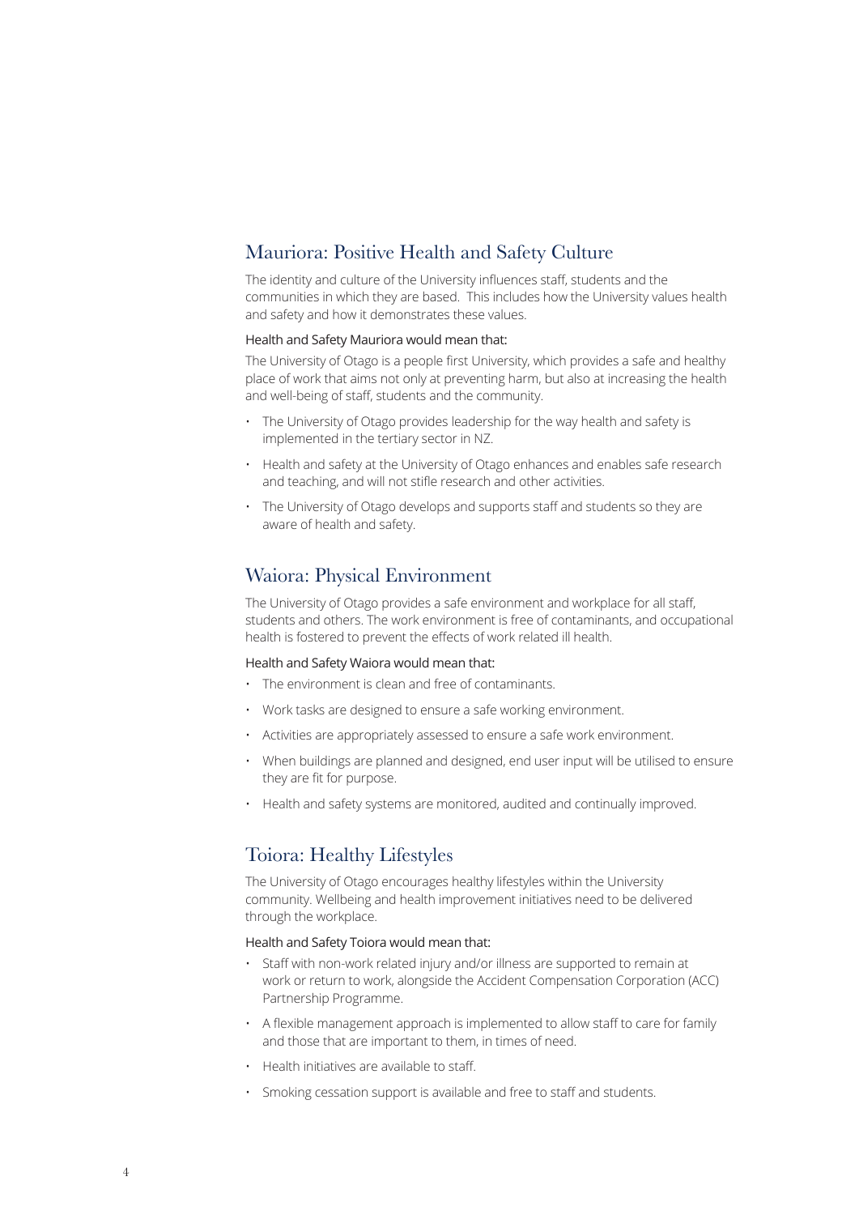## Mauriora: Positive Health and Safety Culture

The identity and culture of the University influences staff, students and the communities in which they are based. This includes how the University values health and safety and how it demonstrates these values.

Health and Safety Mauriora would mean that:

The University of Otago is a people first University, which provides a safe and healthy place of work that aims not only at preventing harm, but also at increasing the health and well-being of staff, students and the community.

- The University of Otago provides leadership for the way health and safety is implemented in the tertiary sector in NZ.
- Health and safety at the University of Otago enhances and enables safe research and teaching, and will not stifle research and other activities.
- The University of Otago develops and supports staff and students so they are aware of health and safety.

## Waiora: Physical Environment

The University of Otago provides a safe environment and workplace for all staff, students and others. The work environment is free of contaminants, and occupational health is fostered to prevent the effects of work related ill health.

Health and Safety Waiora would mean that:

- The environment is clean and free of contaminants.
- Work tasks are designed to ensure a safe working environment.
- Activities are appropriately assessed to ensure a safe work environment.
- When buildings are planned and designed, end user input will be utilised to ensure they are fit for purpose.
- Health and safety systems are monitored, audited and continually improved.

## Toiora: Healthy Lifestyles

The University of Otago encourages healthy lifestyles within the University community. Wellbeing and health improvement initiatives need to be delivered through the workplace.

Health and Safety Toiora would mean that:

- Staff with non-work related injury and/or illness are supported to remain at work or return to work, alongside the Accident Compensation Corporation (ACC) Partnership Programme.
- A flexible management approach is implemented to allow staff to care for family and those that are important to them, in times of need.
- Health initiatives are available to staff.
- Smoking cessation support is available and free to staff and students.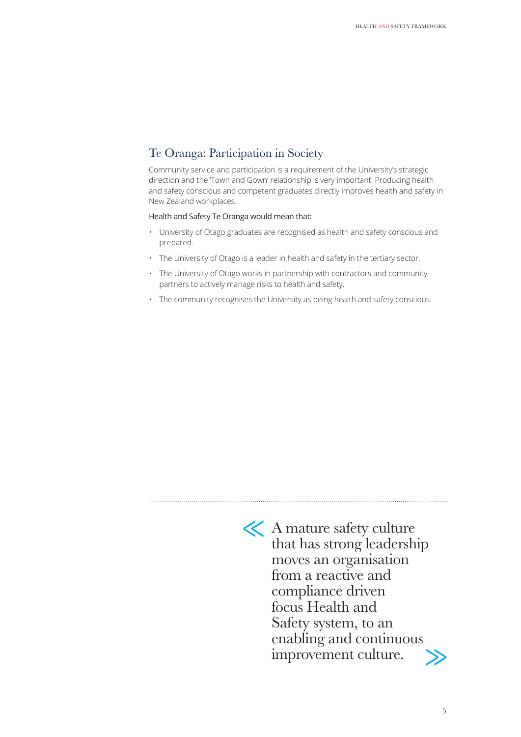## Te Oranga: Participation in Society

Community service and participation is a requirement of the University's strategic direction and the 'Town and Gown' relationship is very important. Producing health and safety conscious and competent graduates directly improves health and safety in New Zealand workplaces.

Health and Safety Te Oranga would mean that:

- University of Otago graduates are recognised as health and safety conscious and prepared.
- The University of Otago is a leader in health and safety in the tertiary sector.
- The University of Otago works in partnership with contractors and community partners to actively manage risks to health and safety.
- The community recognises the University as being health and safety conscious.

> A mature safety culture that has strong leadership moves an organisation from a reactive and compliance driven focus Health and Safety system, to an enabling and continuous improvement culture.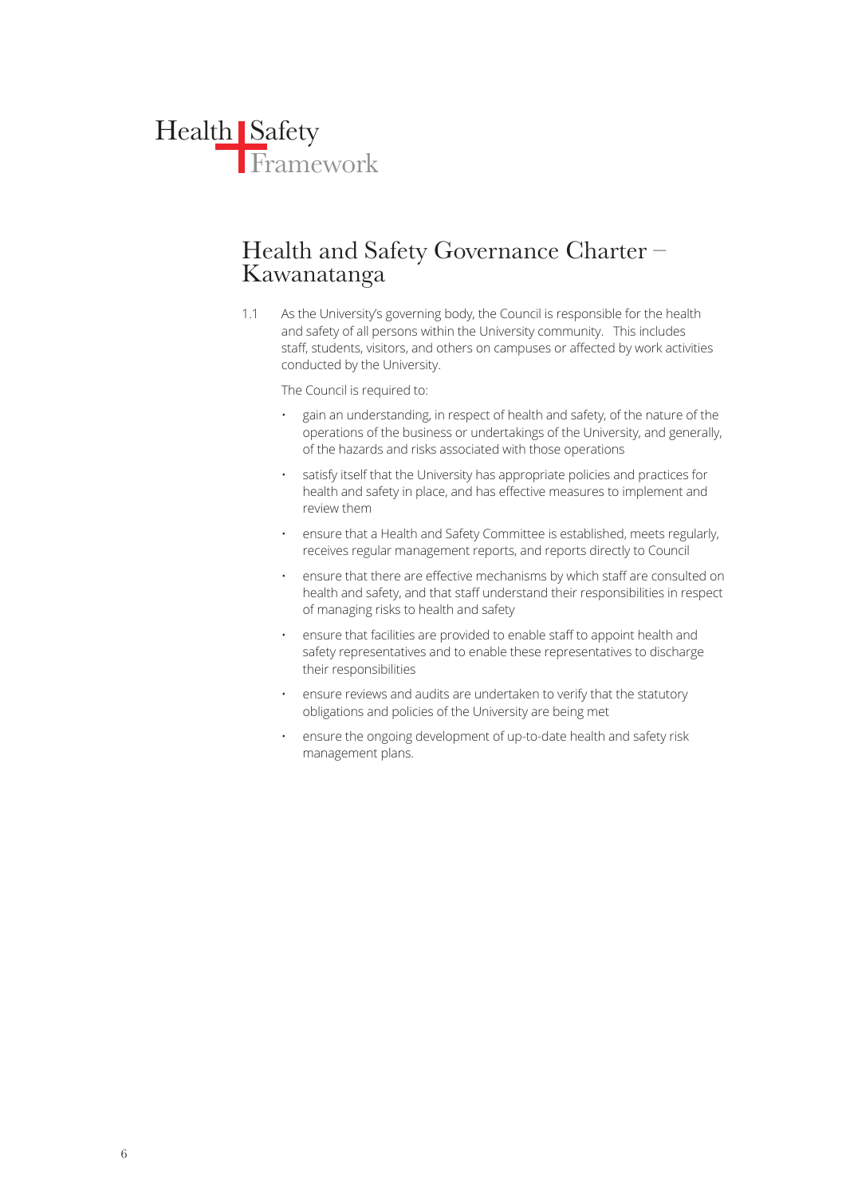## Health and Safety Governance Charter – Kawanatanga

1.1 As the University's governing body, the Council is responsible for the health and safety of all persons within the University community. This includes staff, students, visitors, and others on campuses or affected by work activities conducted by the University.

The Council is required to:

- gain an understanding, in respect of health and safety, of the nature of the operations of the business or undertakings of the University, and generally, of the hazards and risks associated with those operations
- satisfy itself that the University has appropriate policies and practices for health and safety in place, and has effective measures to implement and review them
- ensure that a Health and Safety Committee is established, meets regularly, receives regular management reports, and reports directly to Council
- ensure that there are effective mechanisms by which staff are consulted on health and safety, and that staff understand their responsibilities in respect of managing risks to health and safety
- ensure that facilities are provided to enable staff to appoint health and safety representatives and to enable these representatives to discharge their responsibilities
- ensure reviews and audits are undertaken to verify that the statutory obligations and policies of the University are being met
- ensure the ongoing development of up-to-date health and safety risk management plans.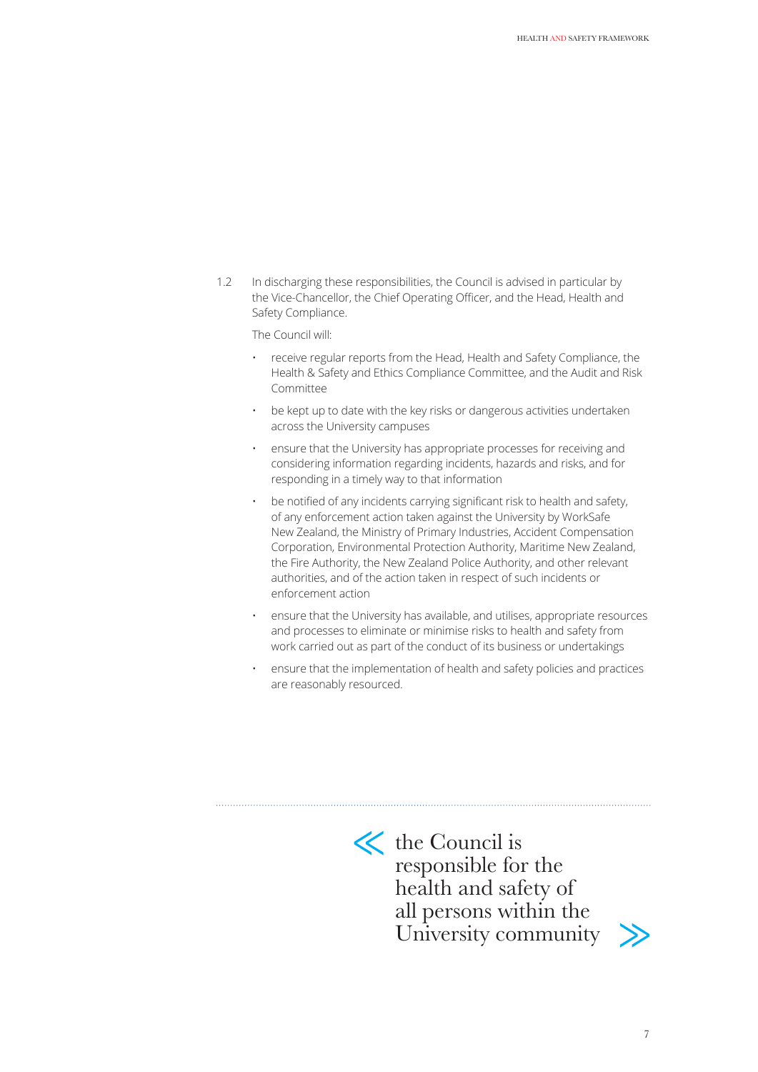1.2 In discharging these responsibilities, the Council is advised in particular by the Vice-Chancellor, the Chief Operating Officer, and the Head, Health and Safety Compliance.

The Council will:

- receive regular reports from the Head, Health and Safety Compliance, the Health & Safety and Ethics Compliance Committee, and the Audit and Risk Committee
- be kept up to date with the key risks or dangerous activities undertaken across the University campuses
- ensure that the University has appropriate processes for receiving and considering information regarding incidents, hazards and risks, and for responding in a timely way to that information
- be notified of any incidents carrying significant risk to health and safety, of any enforcement action taken against the University by WorkSafe New Zealand, the Ministry of Primary Industries, Accident Compensation Corporation, Environmental Protection Authority, Maritime New Zealand, the Fire Authority, the New Zealand Police Authority, and other relevant authorities, and of the action taken in respect of such incidents or enforcement action
- ensure that the University has available, and utilises, appropriate resources and processes to eliminate or minimise risks to health and safety from work carried out as part of the conduct of its business or undertakings
- ensure that the implementation of health and safety policies and practices are reasonably resourced.

---

> « the Council is responsible for the health and safety of all persons within the University community »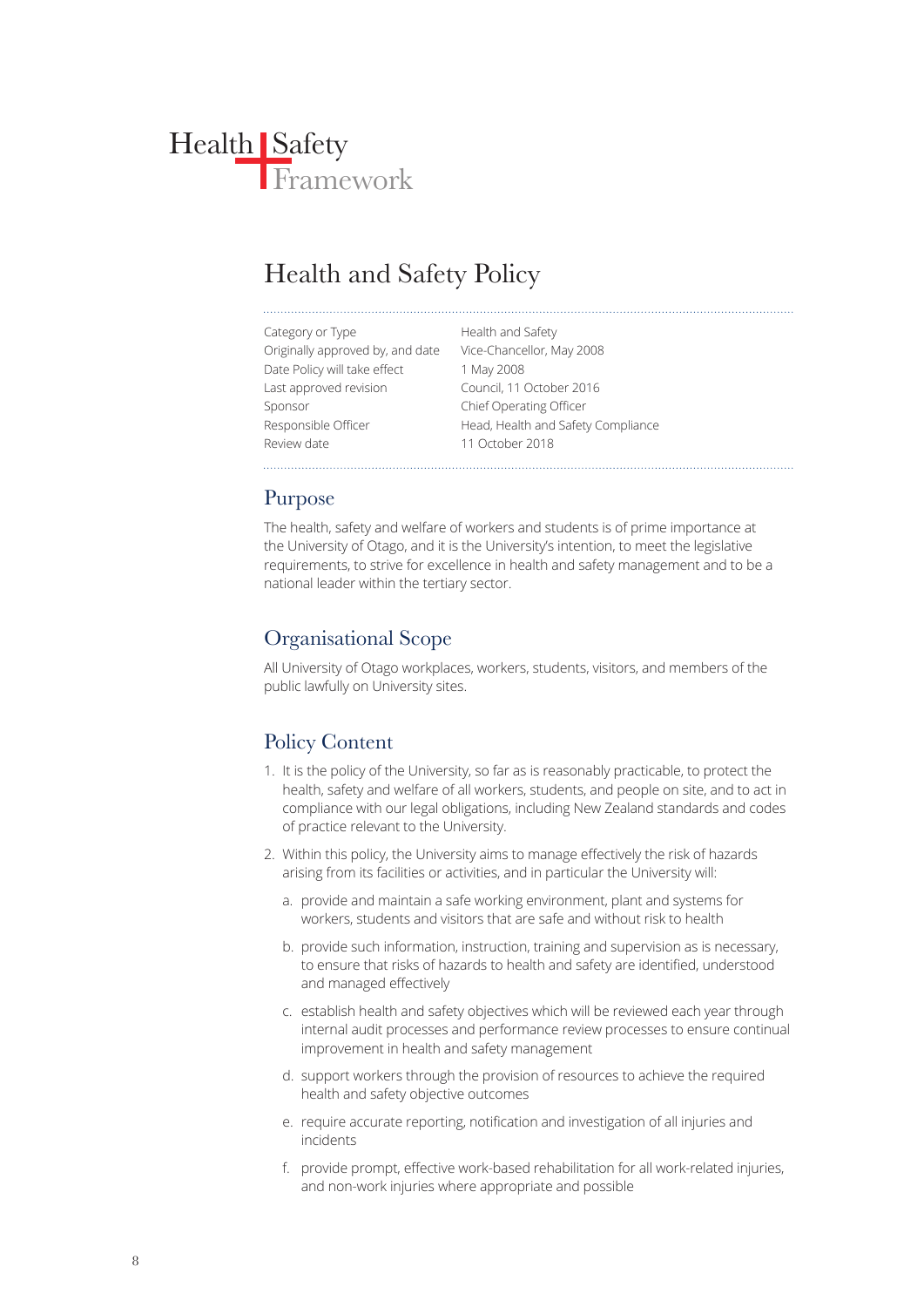Health Safety Framework

# Health and Safety Policy

| | |
|---|---|
| Category or Type | Health and Safety |
| Originally approved by, and date | Vice-Chancellor, May 2008 |
| Date Policy will take effect | 1 May 2008 |
| Last approved revision | Council, 11 October 2016 |
| Sponsor | Chief Operating Officer |
| Responsible Officer | Head, Health and Safety Compliance |
| Review date | 11 October 2018 |

## Purpose

The health, safety and welfare of workers and students is of prime importance at the University of Otago, and it is the University's intention, to meet the legislative requirements, to strive for excellence in health and safety management and to be a national leader within the tertiary sector.

## Organisational Scope

All University of Otago workplaces, workers, students, visitors, and members of the public lawfully on University sites.

## Policy Content

1. It is the policy of the University, so far as is reasonably practicable, to protect the health, safety and welfare of all workers, students, and people on site, and to act in compliance with our legal obligations, including New Zealand standards and codes of practice relevant to the University.
2. Within this policy, the University aims to manage effectively the risk of hazards arising from its facilities or activities, and in particular the University will:
   a. provide and maintain a safe working environment, plant and systems for workers, students and visitors that are safe and without risk to health
   b. provide such information, instruction, training and supervision as is necessary, to ensure that risks of hazards to health and safety are identified, understood and managed effectively
   c. establish health and safety objectives which will be reviewed each year through internal audit processes and performance review processes to ensure continual improvement in health and safety management
   d. support workers through the provision of resources to achieve the required health and safety objective outcomes
   e. require accurate reporting, notification and investigation of all injuries and incidents
   f. provide prompt, effective work-based rehabilitation for all work-related injuries, and non-work injuries where appropriate and possible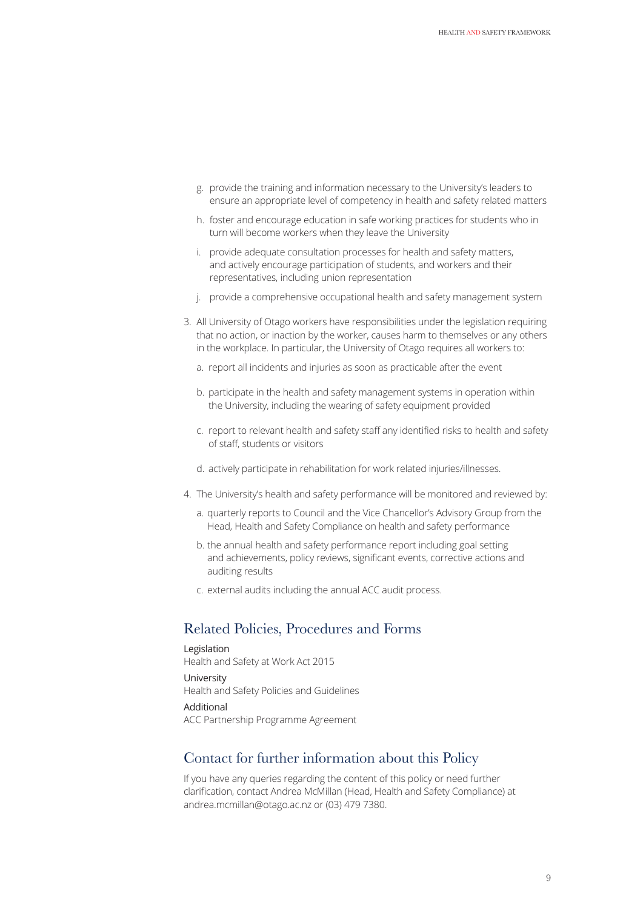g. provide the training and information necessary to the University's leaders to ensure an appropriate level of competency in health and safety related matters

   h. foster and encourage education in safe working practices for students who in turn will become workers when they leave the University

   i. provide adequate consultation processes for health and safety matters, and actively encourage participation of students, and workers and their representatives, including union representation

   j. provide a comprehensive occupational health and safety management system

3. All University of Otago workers have responsibilities under the legislation requiring that no action, or inaction by the worker, causes harm to themselves or any others in the workplace. In particular, the University of Otago requires all workers to:

   a. report all incidents and injuries as soon as practicable after the event

   b. participate in the health and safety management systems in operation within the University, including the wearing of safety equipment provided

   c. report to relevant health and safety staff any identified risks to health and safety of staff, students or visitors

   d. actively participate in rehabilitation for work related injuries/illnesses.

4. The University's health and safety performance will be monitored and reviewed by:

   a. quarterly reports to Council and the Vice Chancellor's Advisory Group from the Head, Health and Safety Compliance on health and safety performance

   b. the annual health and safety performance report including goal setting and achievements, policy reviews, significant events, corrective actions and auditing results

   c. external audits including the annual ACC audit process.

## Related Policies, Procedures and Forms

Legislation
Health and Safety at Work Act 2015

University
Health and Safety Policies and Guidelines

Additional
ACC Partnership Programme Agreement

## Contact for further information about this Policy

If you have any queries regarding the content of this policy or need further clarification, contact Andrea McMillan (Head, Health and Safety Compliance) at andrea.mcmillan@otago.ac.nz or (03) 479 7380.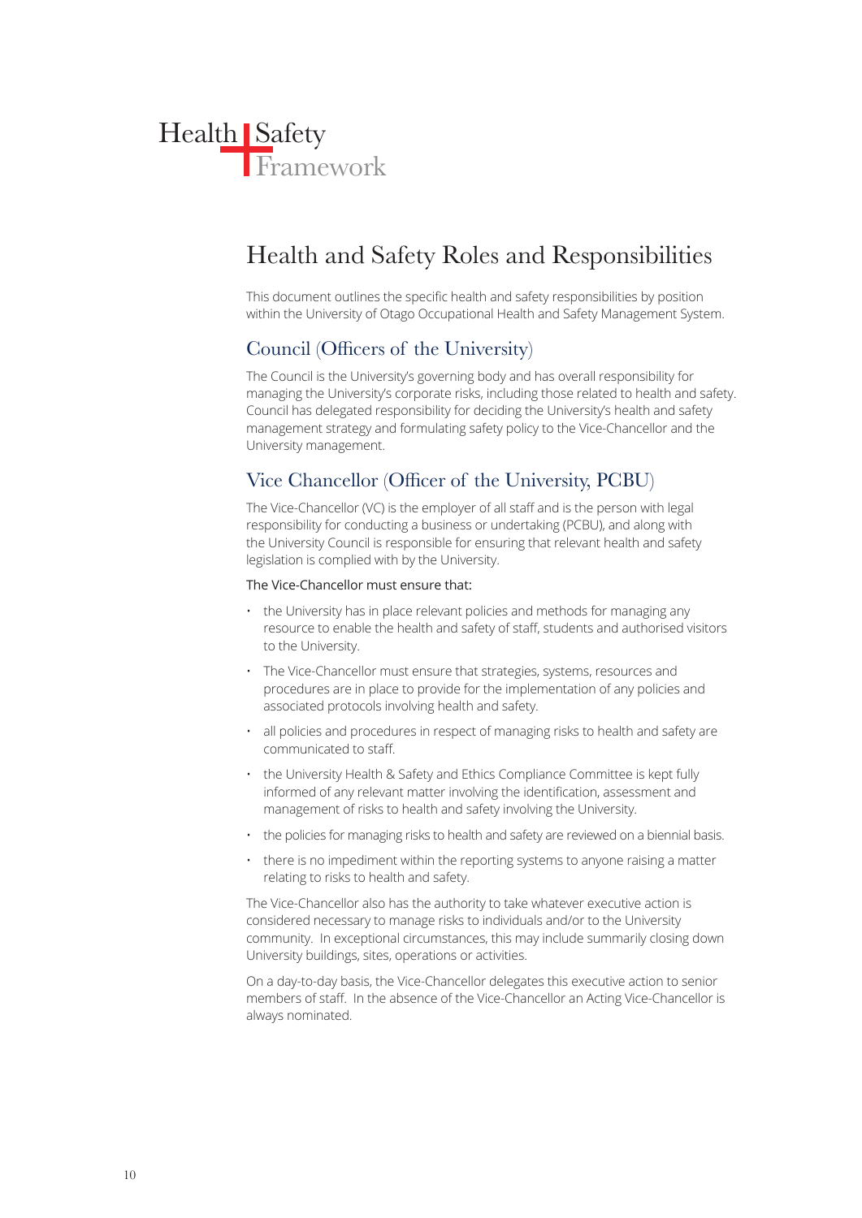# Health and Safety Roles and Responsibilities

This document outlines the specific health and safety responsibilities by position within the University of Otago Occupational Health and Safety Management System.

## Council (Officers of the University)

The Council is the University's governing body and has overall responsibility for managing the University's corporate risks, including those related to health and safety. Council has delegated responsibility for deciding the University's health and safety management strategy and formulating safety policy to the Vice-Chancellor and the University management.

## Vice Chancellor (Officer of the University, PCBU)

The Vice-Chancellor (VC) is the employer of all staff and is the person with legal responsibility for conducting a business or undertaking (PCBU), and along with the University Council is responsible for ensuring that relevant health and safety legislation is complied with by the University.

The Vice-Chancellor must ensure that:

- the University has in place relevant policies and methods for managing any resource to enable the health and safety of staff, students and authorised visitors to the University.
- The Vice-Chancellor must ensure that strategies, systems, resources and procedures are in place to provide for the implementation of any policies and associated protocols involving health and safety.
- all policies and procedures in respect of managing risks to health and safety are communicated to staff.
- the University Health & Safety and Ethics Compliance Committee is kept fully informed of any relevant matter involving the identification, assessment and management of risks to health and safety involving the University.
- the policies for managing risks to health and safety are reviewed on a biennial basis.
- there is no impediment within the reporting systems to anyone raising a matter relating to risks to health and safety.

The Vice-Chancellor also has the authority to take whatever executive action is considered necessary to manage risks to individuals and/or to the University community. In exceptional circumstances, this may include summarily closing down University buildings, sites, operations or activities.

On a day-to-day basis, the Vice-Chancellor delegates this executive action to senior members of staff. In the absence of the Vice-Chancellor an Acting Vice-Chancellor is always nominated.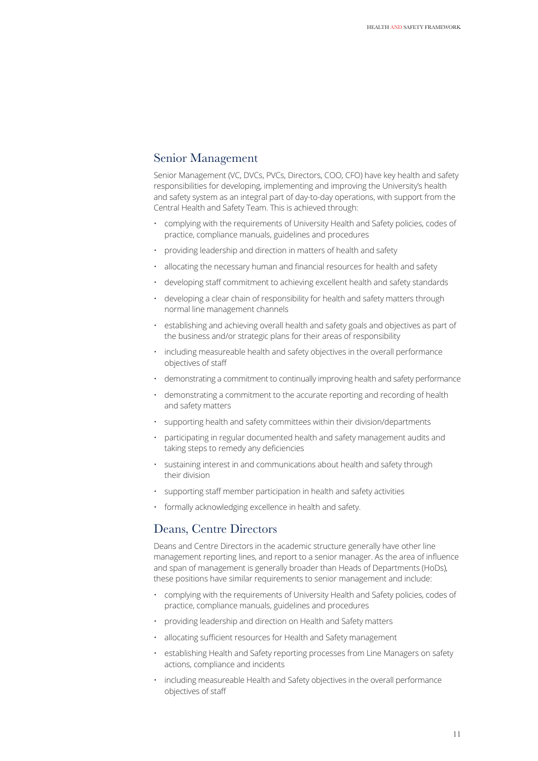## Senior Management

Senior Management (VC, DVCs, PVCs, Directors, COO, CFO) have key health and safety responsibilities for developing, implementing and improving the University's health and safety system as an integral part of day-to-day operations, with support from the Central Health and Safety Team. This is achieved through:

- complying with the requirements of University Health and Safety policies, codes of practice, compliance manuals, guidelines and procedures
- providing leadership and direction in matters of health and safety
- allocating the necessary human and financial resources for health and safety
- developing staff commitment to achieving excellent health and safety standards
- developing a clear chain of responsibility for health and safety matters through normal line management channels
- establishing and achieving overall health and safety goals and objectives as part of the business and/or strategic plans for their areas of responsibility
- including measureable health and safety objectives in the overall performance objectives of staff
- demonstrating a commitment to continually improving health and safety performance
- demonstrating a commitment to the accurate reporting and recording of health and safety matters
- supporting health and safety committees within their division/departments
- participating in regular documented health and safety management audits and taking steps to remedy any deficiencies
- sustaining interest in and communications about health and safety through their division
- supporting staff member participation in health and safety activities
- formally acknowledging excellence in health and safety.

## Deans, Centre Directors

Deans and Centre Directors in the academic structure generally have other line management reporting lines, and report to a senior manager. As the area of influence and span of management is generally broader than Heads of Departments (HoDs), these positions have similar requirements to senior management and include:

- complying with the requirements of University Health and Safety policies, codes of practice, compliance manuals, guidelines and procedures
- providing leadership and direction on Health and Safety matters
- allocating sufficient resources for Health and Safety management
- establishing Health and Safety reporting processes from Line Managers on safety actions, compliance and incidents
- including measureable Health and Safety objectives in the overall performance objectives of staff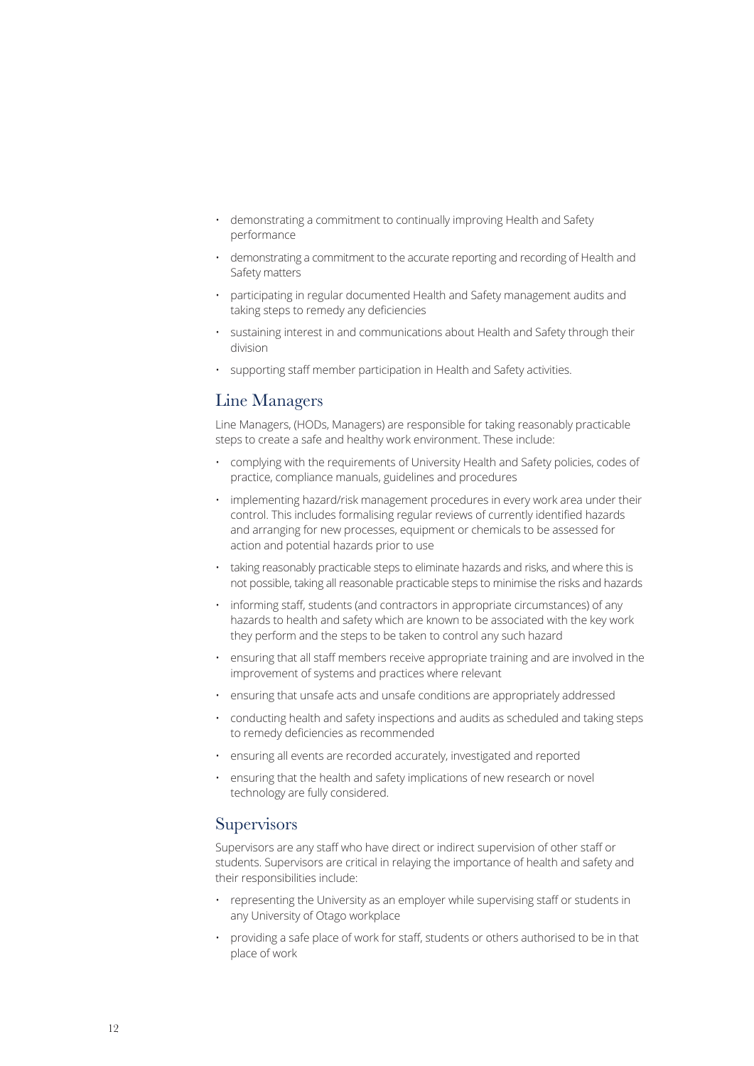- demonstrating a commitment to continually improving Health and Safety performance
- demonstrating a commitment to the accurate reporting and recording of Health and Safety matters
- participating in regular documented Health and Safety management audits and taking steps to remedy any deficiencies
- sustaining interest in and communications about Health and Safety through their division
- supporting staff member participation in Health and Safety activities.

## Line Managers

Line Managers, (HODs, Managers) are responsible for taking reasonably practicable steps to create a safe and healthy work environment. These include:

- complying with the requirements of University Health and Safety policies, codes of practice, compliance manuals, guidelines and procedures
- implementing hazard/risk management procedures in every work area under their control. This includes formalising regular reviews of currently identified hazards and arranging for new processes, equipment or chemicals to be assessed for action and potential hazards prior to use
- taking reasonably practicable steps to eliminate hazards and risks, and where this is not possible, taking all reasonable practicable steps to minimise the risks and hazards
- informing staff, students (and contractors in appropriate circumstances) of any hazards to health and safety which are known to be associated with the key work they perform and the steps to be taken to control any such hazard
- ensuring that all staff members receive appropriate training and are involved in the improvement of systems and practices where relevant
- ensuring that unsafe acts and unsafe conditions are appropriately addressed
- conducting health and safety inspections and audits as scheduled and taking steps to remedy deficiencies as recommended
- ensuring all events are recorded accurately, investigated and reported
- ensuring that the health and safety implications of new research or novel technology are fully considered.

## Supervisors

Supervisors are any staff who have direct or indirect supervision of other staff or students. Supervisors are critical in relaying the importance of health and safety and their responsibilities include:

- representing the University as an employer while supervising staff or students in any University of Otago workplace
- providing a safe place of work for staff, students or others authorised to be in that place of work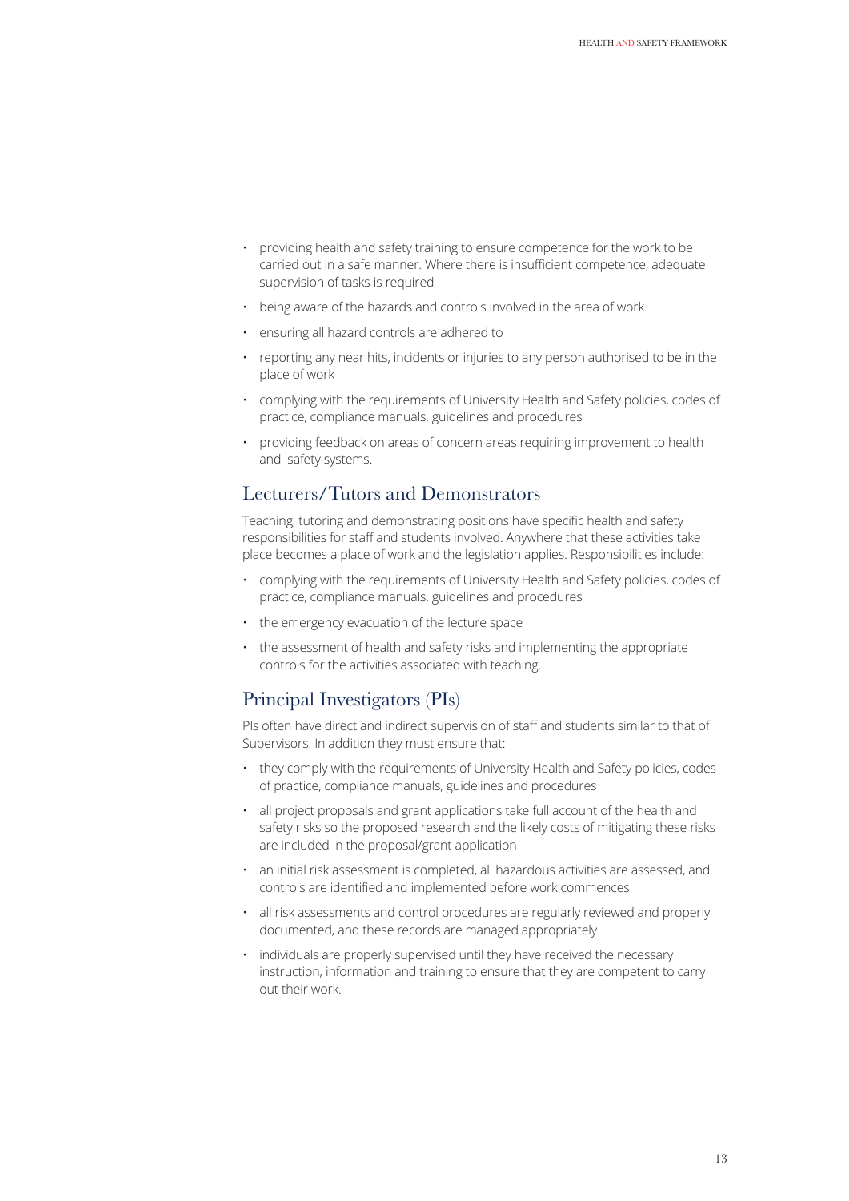- providing health and safety training to ensure competence for the work to be carried out in a safe manner. Where there is insufficient competence, adequate supervision of tasks is required
- being aware of the hazards and controls involved in the area of work
- ensuring all hazard controls are adhered to
- reporting any near hits, incidents or injuries to any person authorised to be in the place of work
- complying with the requirements of University Health and Safety policies, codes of practice, compliance manuals, guidelines and procedures
- providing feedback on areas of concern areas requiring improvement to health and safety systems.

## Lecturers/Tutors and Demonstrators

Teaching, tutoring and demonstrating positions have specific health and safety responsibilities for staff and students involved. Anywhere that these activities take place becomes a place of work and the legislation applies. Responsibilities include:

- complying with the requirements of University Health and Safety policies, codes of practice, compliance manuals, guidelines and procedures
- the emergency evacuation of the lecture space
- the assessment of health and safety risks and implementing the appropriate controls for the activities associated with teaching.

## Principal Investigators (PIs)

PIs often have direct and indirect supervision of staff and students similar to that of Supervisors. In addition they must ensure that:

- they comply with the requirements of University Health and Safety policies, codes of practice, compliance manuals, guidelines and procedures
- all project proposals and grant applications take full account of the health and safety risks so the proposed research and the likely costs of mitigating these risks are included in the proposal/grant application
- an initial risk assessment is completed, all hazardous activities are assessed, and controls are identified and implemented before work commences
- all risk assessments and control procedures are regularly reviewed and properly documented, and these records are managed appropriately
- individuals are properly supervised until they have received the necessary instruction, information and training to ensure that they are competent to carry out their work.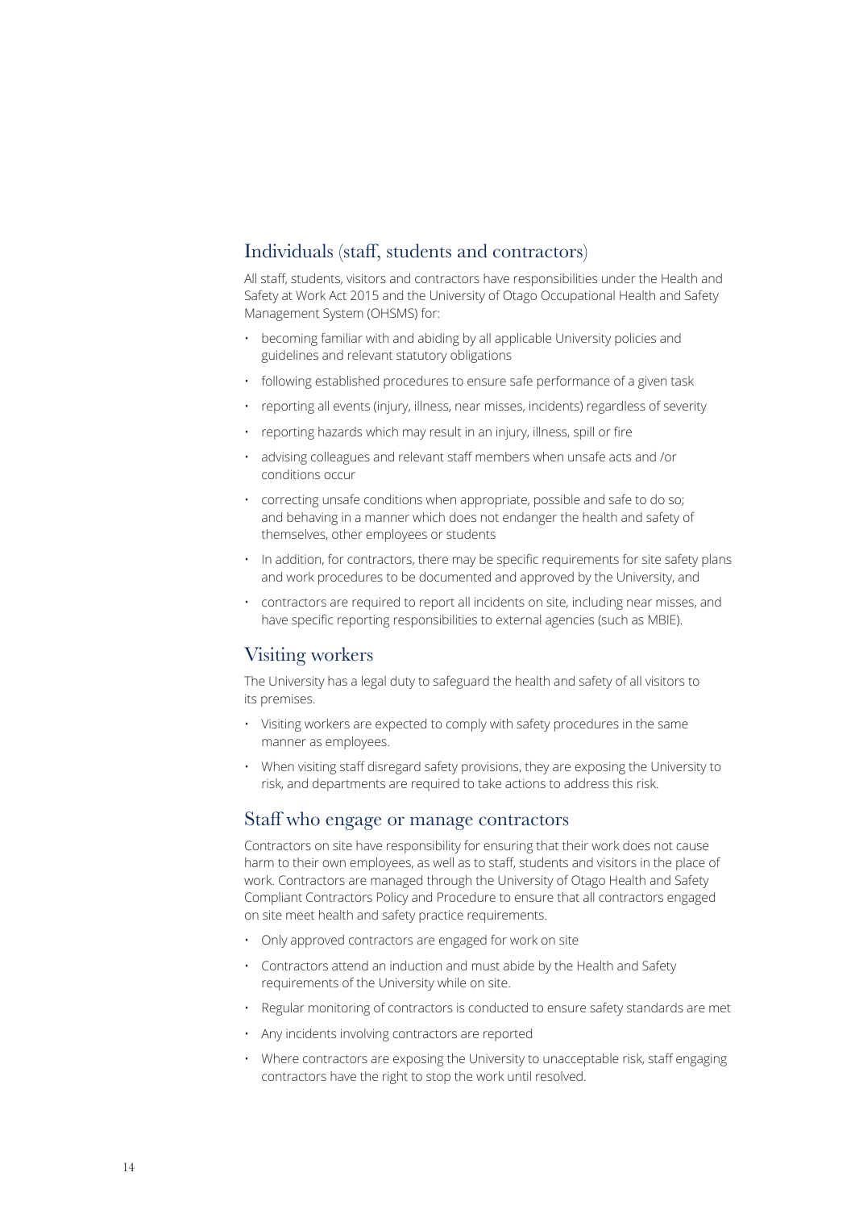## Individuals (staff, students and contractors)

All staff, students, visitors and contractors have responsibilities under the Health and Safety at Work Act 2015 and the University of Otago Occupational Health and Safety Management System (OHSMS) for:

- becoming familiar with and abiding by all applicable University policies and guidelines and relevant statutory obligations
- following established procedures to ensure safe performance of a given task
- reporting all events (injury, illness, near misses, incidents) regardless of severity
- reporting hazards which may result in an injury, illness, spill or fire
- advising colleagues and relevant staff members when unsafe acts and /or conditions occur
- correcting unsafe conditions when appropriate, possible and safe to do so; and behaving in a manner which does not endanger the health and safety of themselves, other employees or students
- In addition, for contractors, there may be specific requirements for site safety plans and work procedures to be documented and approved by the University, and
- contractors are required to report all incidents on site, including near misses, and have specific reporting responsibilities to external agencies (such as MBIE).

## Visiting workers

The University has a legal duty to safeguard the health and safety of all visitors to its premises.

- Visiting workers are expected to comply with safety procedures in the same manner as employees.
- When visiting staff disregard safety provisions, they are exposing the University to risk, and departments are required to take actions to address this risk.

## Staff who engage or manage contractors

Contractors on site have responsibility for ensuring that their work does not cause harm to their own employees, as well as to staff, students and visitors in the place of work. Contractors are managed through the University of Otago Health and Safety Compliant Contractors Policy and Procedure to ensure that all contractors engaged on site meet health and safety practice requirements.

- Only approved contractors are engaged for work on site
- Contractors attend an induction and must abide by the Health and Safety requirements of the University while on site.
- Regular monitoring of contractors is conducted to ensure safety standards are met
- Any incidents involving contractors are reported
- Where contractors are exposing the University to unacceptable risk, staff engaging contractors have the right to stop the work until resolved.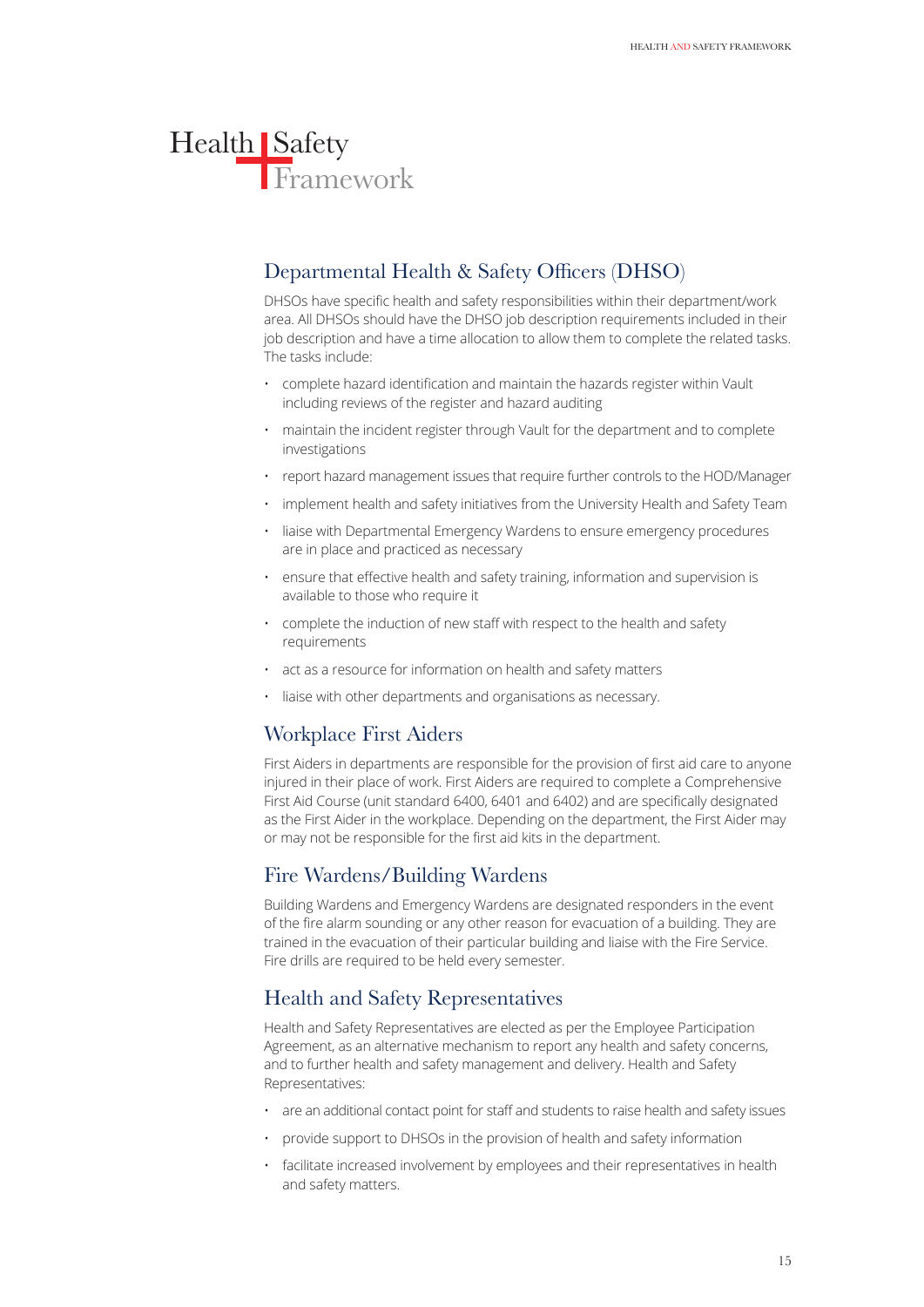# Health Safety Framework

## Departmental Health & Safety Officers (DHSO)

DHSOs have specific health and safety responsibilities within their department/work area. All DHSOs should have the DHSO job description requirements included in their job description and have a time allocation to allow them to complete the related tasks. The tasks include:

- complete hazard identification and maintain the hazards register within Vault including reviews of the register and hazard auditing
- maintain the incident register through Vault for the department and to complete investigations
- report hazard management issues that require further controls to the HOD/Manager
- implement health and safety initiatives from the University Health and Safety Team
- liaise with Departmental Emergency Wardens to ensure emergency procedures are in place and practiced as necessary
- ensure that effective health and safety training, information and supervision is available to those who require it
- complete the induction of new staff with respect to the health and safety requirements
- act as a resource for information on health and safety matters
- liaise with other departments and organisations as necessary.

## Workplace First Aiders

First Aiders in departments are responsible for the provision of first aid care to anyone injured in their place of work. First Aiders are required to complete a Comprehensive First Aid Course (unit standard 6400, 6401 and 6402) and are specifically designated as the First Aider in the workplace. Depending on the department, the First Aider may or may not be responsible for the first aid kits in the department.

## Fire Wardens/Building Wardens

Building Wardens and Emergency Wardens are designated responders in the event of the fire alarm sounding or any other reason for evacuation of a building. They are trained in the evacuation of their particular building and liaise with the Fire Service. Fire drills are required to be held every semester.

## Health and Safety Representatives

Health and Safety Representatives are elected as per the Employee Participation Agreement, as an alternative mechanism to report any health and safety concerns, and to further health and safety management and delivery. Health and Safety Representatives:

- are an additional contact point for staff and students to raise health and safety issues
- provide support to DHSOs in the provision of health and safety information
- facilitate increased involvement by employees and their representatives in health and safety matters.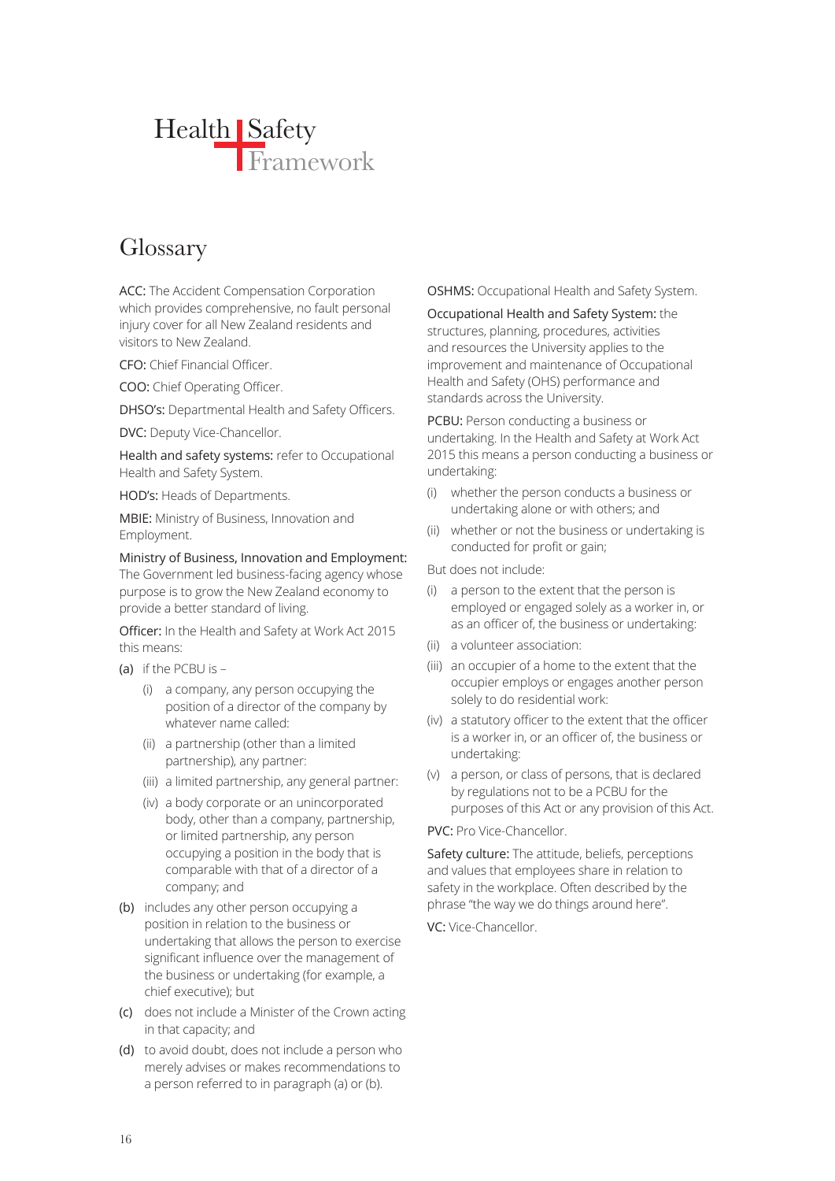Health Safety Framework

# Glossary

**ACC:** The Accident Compensation Corporation which provides comprehensive, no fault personal injury cover for all New Zealand residents and visitors to New Zealand.

**CFO:** Chief Financial Officer.

**COO:** Chief Operating Officer.

**DHSO's:** Departmental Health and Safety Officers.

**DVC:** Deputy Vice-Chancellor.

**Health and safety systems:** refer to Occupational Health and Safety System.

**HOD's:** Heads of Departments.

**MBIE:** Ministry of Business, Innovation and Employment.

**Ministry of Business, Innovation and Employment:** The Government led business-facing agency whose purpose is to grow the New Zealand economy to provide a better standard of living.

**Officer:** In the Health and Safety at Work Act 2015 this means:

- **(a)** if the PCBU is –
  - (i) a company, any person occupying the position of a director of the company by whatever name called:
  - (ii) a partnership (other than a limited partnership), any partner:
  - (iii) a limited partnership, any general partner:
  - (iv) a body corporate or an unincorporated body, other than a company, partnership, or limited partnership, any person occupying a position in the body that is comparable with that of a director of a company; and
- **(b)** includes any other person occupying a position in relation to the business or undertaking that allows the person to exercise significant influence over the management of the business or undertaking (for example, a chief executive); but
- **(c)** does not include a Minister of the Crown acting in that capacity; and
- **(d)** to avoid doubt, does not include a person who merely advises or makes recommendations to a person referred to in paragraph (a) or (b).

**OSHMS:** Occupational Health and Safety System.

**Occupational Health and Safety System:** the structures, planning, procedures, activities and resources the University applies to the improvement and maintenance of Occupational Health and Safety (OHS) performance and standards across the University.

**PCBU:** Person conducting a business or undertaking. In the Health and Safety at Work Act 2015 this means a person conducting a business or undertaking:

- (i) whether the person conducts a business or undertaking alone or with others; and
- (ii) whether or not the business or undertaking is conducted for profit or gain;

But does not include:

- (i) a person to the extent that the person is employed or engaged solely as a worker in, or as an officer of, the business or undertaking:
- (ii) a volunteer association:
- (iii) an occupier of a home to the extent that the occupier employs or engages another person solely to do residential work:
- (iv) a statutory officer to the extent that the officer is a worker in, or an officer of, the business or undertaking:
- (v) a person, or class of persons, that is declared by regulations not to be a PCBU for the purposes of this Act or any provision of this Act.

**PVC:** Pro Vice-Chancellor.

**Safety culture:** The attitude, beliefs, perceptions and values that employees share in relation to safety in the workplace. Often described by the phrase "the way we do things around here".

**VC:** Vice-Chancellor.